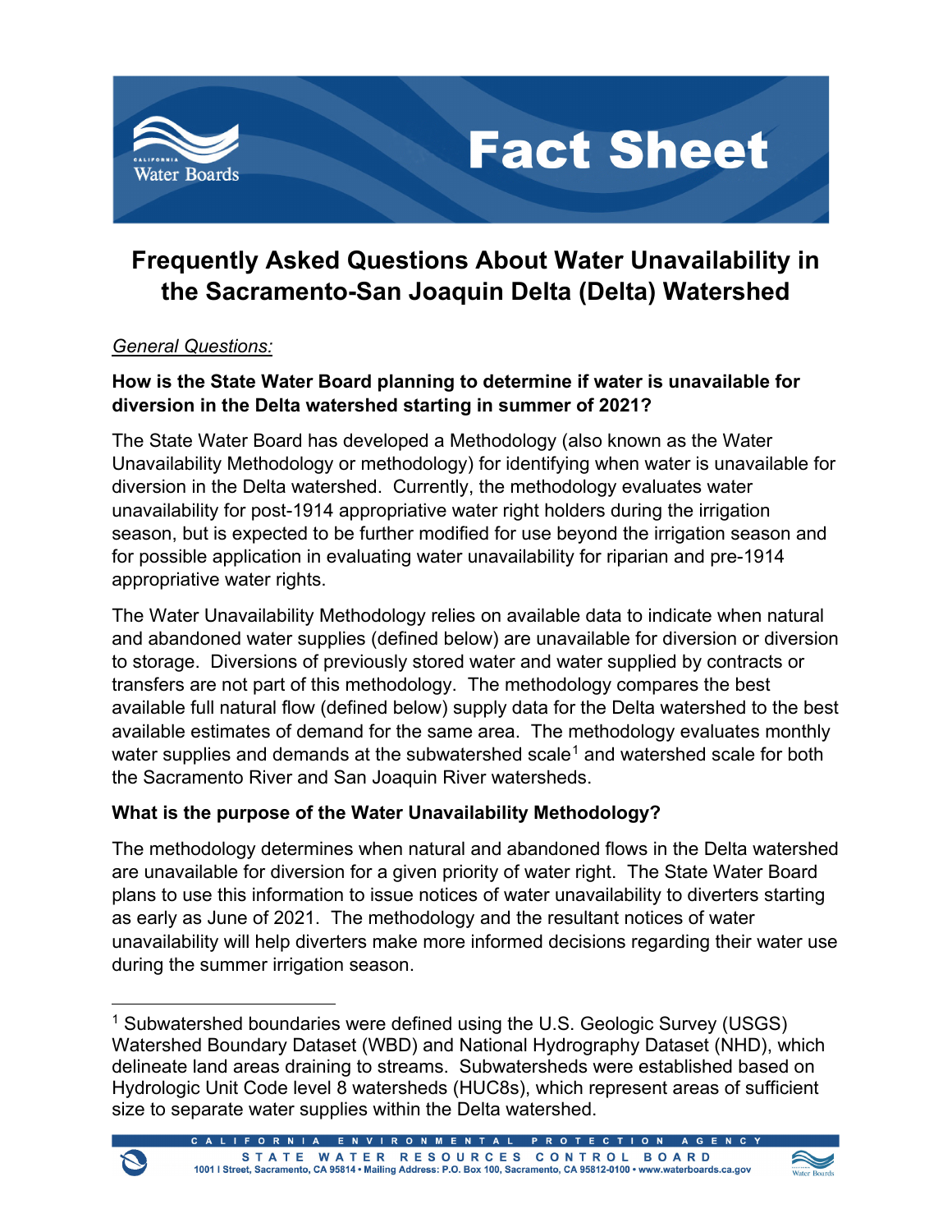# Fact Sheet

## Frequently Asked Questions About Water Unavailability in the Sacramento-San Joaquin Delta (Delta) Watershed

*General Questions:*

**How is the State Water Board planning to determine if water is unavailable for diversion in the Delta watershed starting in summer of 2021?**

The State Water Board has developed a Methodology (also known as the Water Unavailability Methodology or methodology) for identifying when water is unavailable for diversion in the Delta watershed. Currently, the methodology evaluates water unavailability for post-1914 appropriative water right holders during the irrigation season, but is expected to be further modified for use beyond the irrigation season and for possible application in evaluating water unavailability for riparian and pre-1914 appropriative water rights.

The Water Unavailability Methodology relies on available data to indicate when natural and abandoned water supplies (defined below) are unavailable for diversion or diversion to storage. Diversions of previously stored water and water supplied by contracts or transfers are not part of this methodology. The methodology compares the best available full natural flow (defined below) supply data for the Delta watershed to the best available estimates of demand for the same area. The methodology evaluates monthly water supplies and demands at the subwatershed scale[1] and watershed scale for both the Sacramento River and San Joaquin River watersheds.

**What is the purpose of the Water Unavailability Methodology?**

The methodology determines when natural and abandoned flows in the Delta watershed are unavailable for diversion for a given priority of water right. The State Water Board plans to use this information to issue notices of water unavailability to diverters starting as early as June of 2021. The methodology and the resultant notices of water unavailability will help diverters make more informed decisions regarding their water use during the summer irrigation season.

---

[1] Subwatershed boundaries were defined using the U.S. Geologic Survey (USGS) Watershed Boundary Dataset (WBD) and National Hydrography Dataset (NHD), which delineate land areas draining to streams. Subwatersheds were established based on Hydrologic Unit Code level 8 watersheds (HUC8s), which represent areas of sufficient size to separate water supplies within the Delta watershed.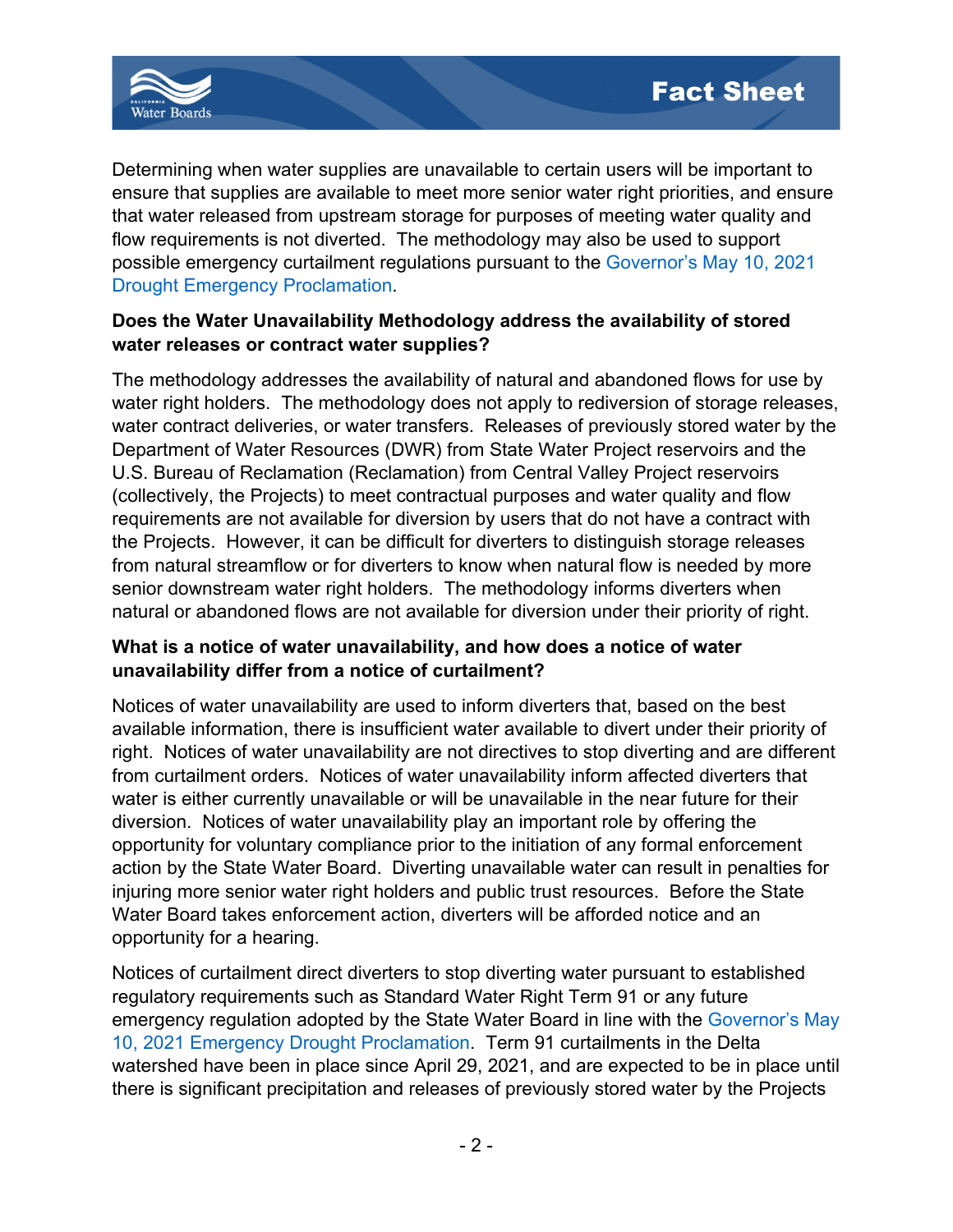Determining when water supplies are unavailable to certain users will be important to ensure that supplies are available to meet more senior water right priorities, and ensure that water released from upstream storage for purposes of meeting water quality and flow requirements is not diverted. The methodology may also be used to support possible emergency curtailment regulations pursuant to the Governor's May 10, 2021 Drought Emergency Proclamation.

**Does the Water Unavailability Methodology address the availability of stored water releases or contract water supplies?**

The methodology addresses the availability of natural and abandoned flows for use by water right holders. The methodology does not apply to rediversion of storage releases, water contract deliveries, or water transfers. Releases of previously stored water by the Department of Water Resources (DWR) from State Water Project reservoirs and the U.S. Bureau of Reclamation (Reclamation) from Central Valley Project reservoirs (collectively, the Projects) to meet contractual purposes and water quality and flow requirements are not available for diversion by users that do not have a contract with the Projects. However, it can be difficult for diverters to distinguish storage releases from natural streamflow or for diverters to know when natural flow is needed by more senior downstream water right holders. The methodology informs diverters when natural or abandoned flows are not available for diversion under their priority of right.

**What is a notice of water unavailability, and how does a notice of water unavailability differ from a notice of curtailment?**

Notices of water unavailability are used to inform diverters that, based on the best available information, there is insufficient water available to divert under their priority of right. Notices of water unavailability are not directives to stop diverting and are different from curtailment orders. Notices of water unavailability inform affected diverters that water is either currently unavailable or will be unavailable in the near future for their diversion. Notices of water unavailability play an important role by offering the opportunity for voluntary compliance prior to the initiation of any formal enforcement action by the State Water Board. Diverting unavailable water can result in penalties for injuring more senior water right holders and public trust resources. Before the State Water Board takes enforcement action, diverters will be afforded notice and an opportunity for a hearing.

Notices of curtailment direct diverters to stop diverting water pursuant to established regulatory requirements such as Standard Water Right Term 91 or any future emergency regulation adopted by the State Water Board in line with the Governor's May 10, 2021 Emergency Drought Proclamation. Term 91 curtailments in the Delta watershed have been in place since April 29, 2021, and are expected to be in place until there is significant precipitation and releases of previously stored water by the Projects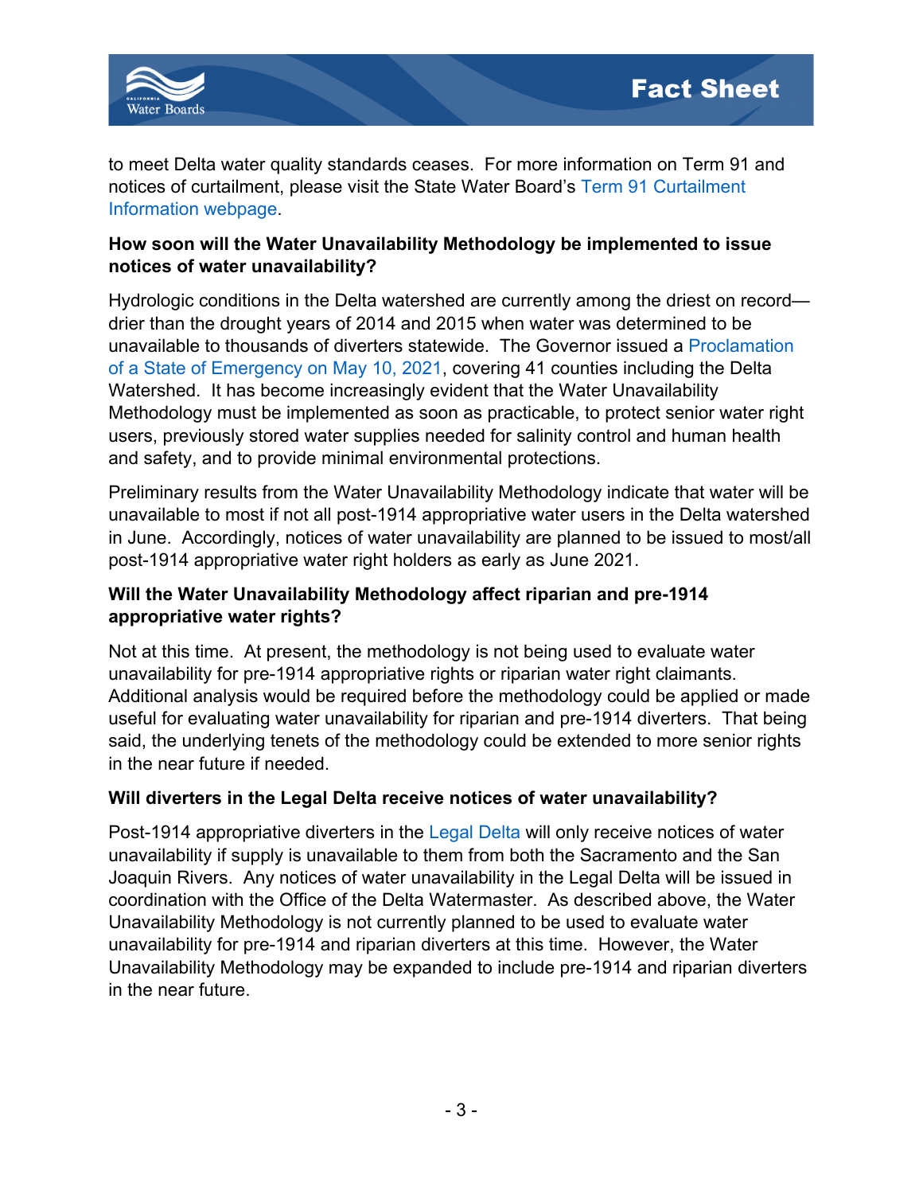to meet Delta water quality standards ceases. For more information on Term 91 and notices of curtailment, please visit the State Water Board's Term 91 Curtailment Information webpage.

**How soon will the Water Unavailability Methodology be implemented to issue notices of water unavailability?**

Hydrologic conditions in the Delta watershed are currently among the driest on record—drier than the drought years of 2014 and 2015 when water was determined to be unavailable to thousands of diverters statewide. The Governor issued a Proclamation of a State of Emergency on May 10, 2021, covering 41 counties including the Delta Watershed. It has become increasingly evident that the Water Unavailability Methodology must be implemented as soon as practicable, to protect senior water right users, previously stored water supplies needed for salinity control and human health and safety, and to provide minimal environmental protections.

Preliminary results from the Water Unavailability Methodology indicate that water will be unavailable to most if not all post-1914 appropriative water users in the Delta watershed in June. Accordingly, notices of water unavailability are planned to be issued to most/all post-1914 appropriative water right holders as early as June 2021.

**Will the Water Unavailability Methodology affect riparian and pre-1914 appropriative water rights?**

Not at this time. At present, the methodology is not being used to evaluate water unavailability for pre-1914 appropriative rights or riparian water right claimants. Additional analysis would be required before the methodology could be applied or made useful for evaluating water unavailability for riparian and pre-1914 diverters. That being said, the underlying tenets of the methodology could be extended to more senior rights in the near future if needed.

**Will diverters in the Legal Delta receive notices of water unavailability?**

Post-1914 appropriative diverters in the Legal Delta will only receive notices of water unavailability if supply is unavailable to them from both the Sacramento and the San Joaquin Rivers. Any notices of water unavailability in the Legal Delta will be issued in coordination with the Office of the Delta Watermaster. As described above, the Water Unavailability Methodology is not currently planned to be used to evaluate water unavailability for pre-1914 and riparian diverters at this time. However, the Water Unavailability Methodology may be expanded to include pre-1914 and riparian diverters in the near future.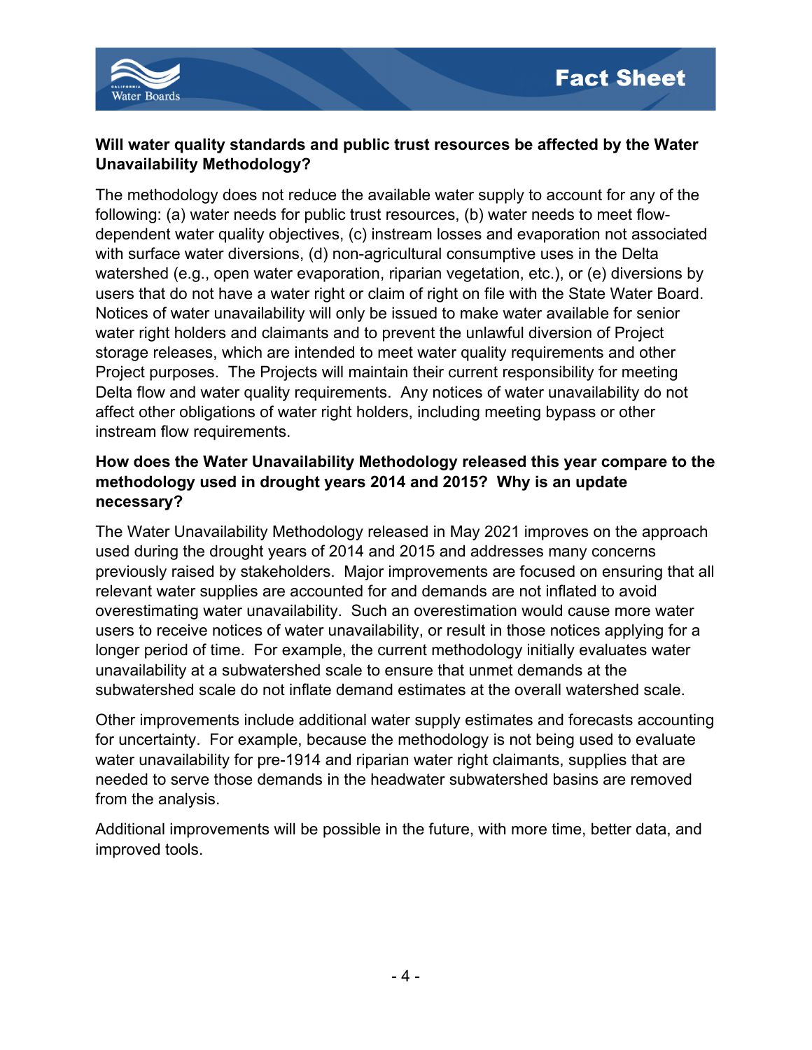**Will water quality standards and public trust resources be affected by the Water Unavailability Methodology?**

The methodology does not reduce the available water supply to account for any of the following: (a) water needs for public trust resources, (b) water needs to meet flow-dependent water quality objectives, (c) instream losses and evaporation not associated with surface water diversions, (d) non-agricultural consumptive uses in the Delta watershed (e.g., open water evaporation, riparian vegetation, etc.), or (e) diversions by users that do not have a water right or claim of right on file with the State Water Board. Notices of water unavailability will only be issued to make water available for senior water right holders and claimants and to prevent the unlawful diversion of Project storage releases, which are intended to meet water quality requirements and other Project purposes. The Projects will maintain their current responsibility for meeting Delta flow and water quality requirements. Any notices of water unavailability do not affect other obligations of water right holders, including meeting bypass or other instream flow requirements.

**How does the Water Unavailability Methodology released this year compare to the methodology used in drought years 2014 and 2015? Why is an update necessary?**

The Water Unavailability Methodology released in May 2021 improves on the approach used during the drought years of 2014 and 2015 and addresses many concerns previously raised by stakeholders. Major improvements are focused on ensuring that all relevant water supplies are accounted for and demands are not inflated to avoid overestimating water unavailability. Such an overestimation would cause more water users to receive notices of water unavailability, or result in those notices applying for a longer period of time. For example, the current methodology initially evaluates water unavailability at a subwatershed scale to ensure that unmet demands at the subwatershed scale do not inflate demand estimates at the overall watershed scale.

Other improvements include additional water supply estimates and forecasts accounting for uncertainty. For example, because the methodology is not being used to evaluate water unavailability for pre-1914 and riparian water right claimants, supplies that are needed to serve those demands in the headwater subwatershed basins are removed from the analysis.

Additional improvements will be possible in the future, with more time, better data, and improved tools.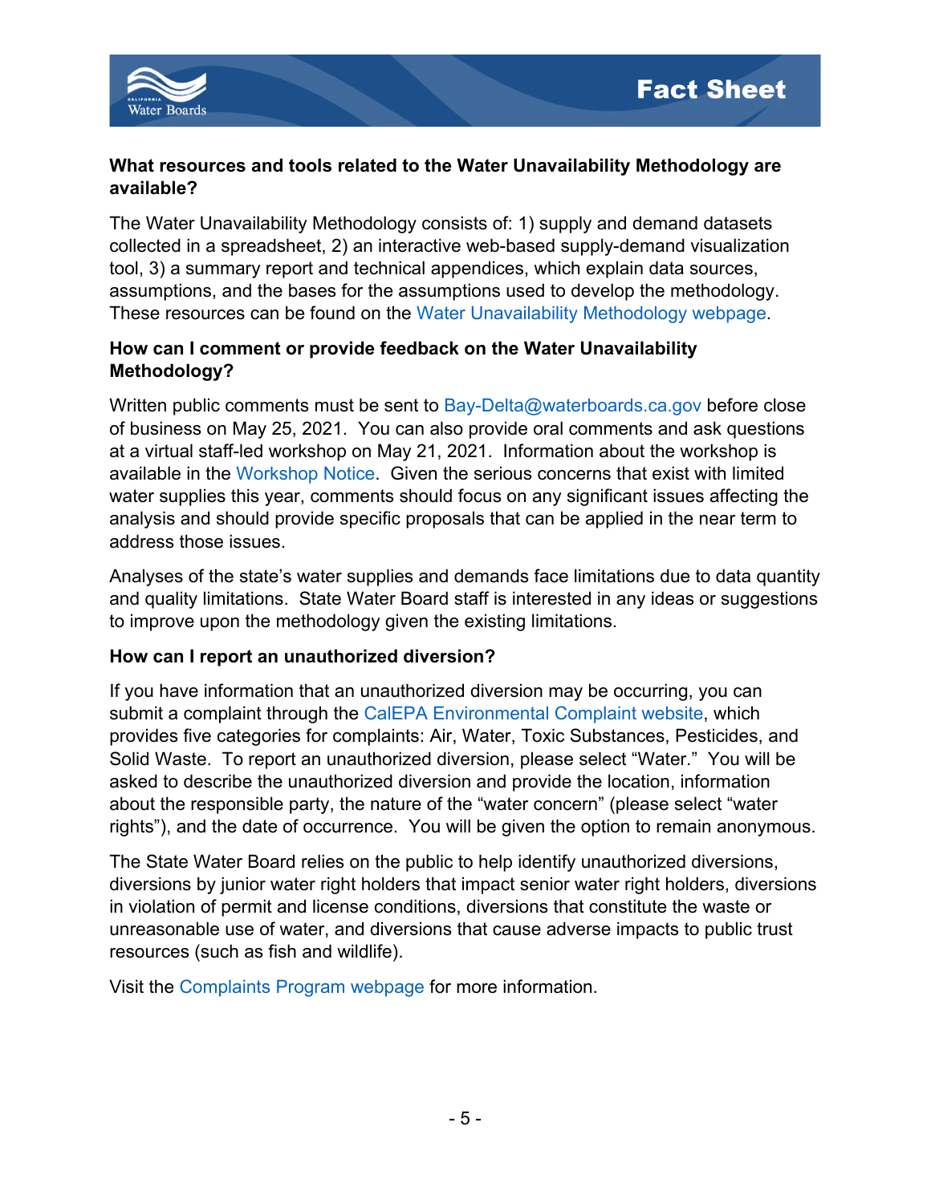### What resources and tools related to the Water Unavailability Methodology are available?

The Water Unavailability Methodology consists of: 1) supply and demand datasets collected in a spreadsheet, 2) an interactive web-based supply-demand visualization tool, 3) a summary report and technical appendices, which explain data sources, assumptions, and the bases for the assumptions used to develop the methodology. These resources can be found on the Water Unavailability Methodology webpage.

### How can I comment or provide feedback on the Water Unavailability Methodology?

Written public comments must be sent to Bay-Delta@waterboards.ca.gov before close of business on May 25, 2021. You can also provide oral comments and ask questions at a virtual staff-led workshop on May 21, 2021. Information about the workshop is available in the Workshop Notice. Given the serious concerns that exist with limited water supplies this year, comments should focus on any significant issues affecting the analysis and should provide specific proposals that can be applied in the near term to address those issues.

Analyses of the state's water supplies and demands face limitations due to data quantity and quality limitations. State Water Board staff is interested in any ideas or suggestions to improve upon the methodology given the existing limitations.

### How can I report an unauthorized diversion?

If you have information that an unauthorized diversion may be occurring, you can submit a complaint through the CalEPA Environmental Complaint website, which provides five categories for complaints: Air, Water, Toxic Substances, Pesticides, and Solid Waste. To report an unauthorized diversion, please select "Water." You will be asked to describe the unauthorized diversion and provide the location, information about the responsible party, the nature of the "water concern" (please select "water rights"), and the date of occurrence. You will be given the option to remain anonymous.

The State Water Board relies on the public to help identify unauthorized diversions, diversions by junior water right holders that impact senior water right holders, diversions in violation of permit and license conditions, diversions that constitute the waste or unreasonable use of water, and diversions that cause adverse impacts to public trust resources (such as fish and wildlife).

Visit the Complaints Program webpage for more information.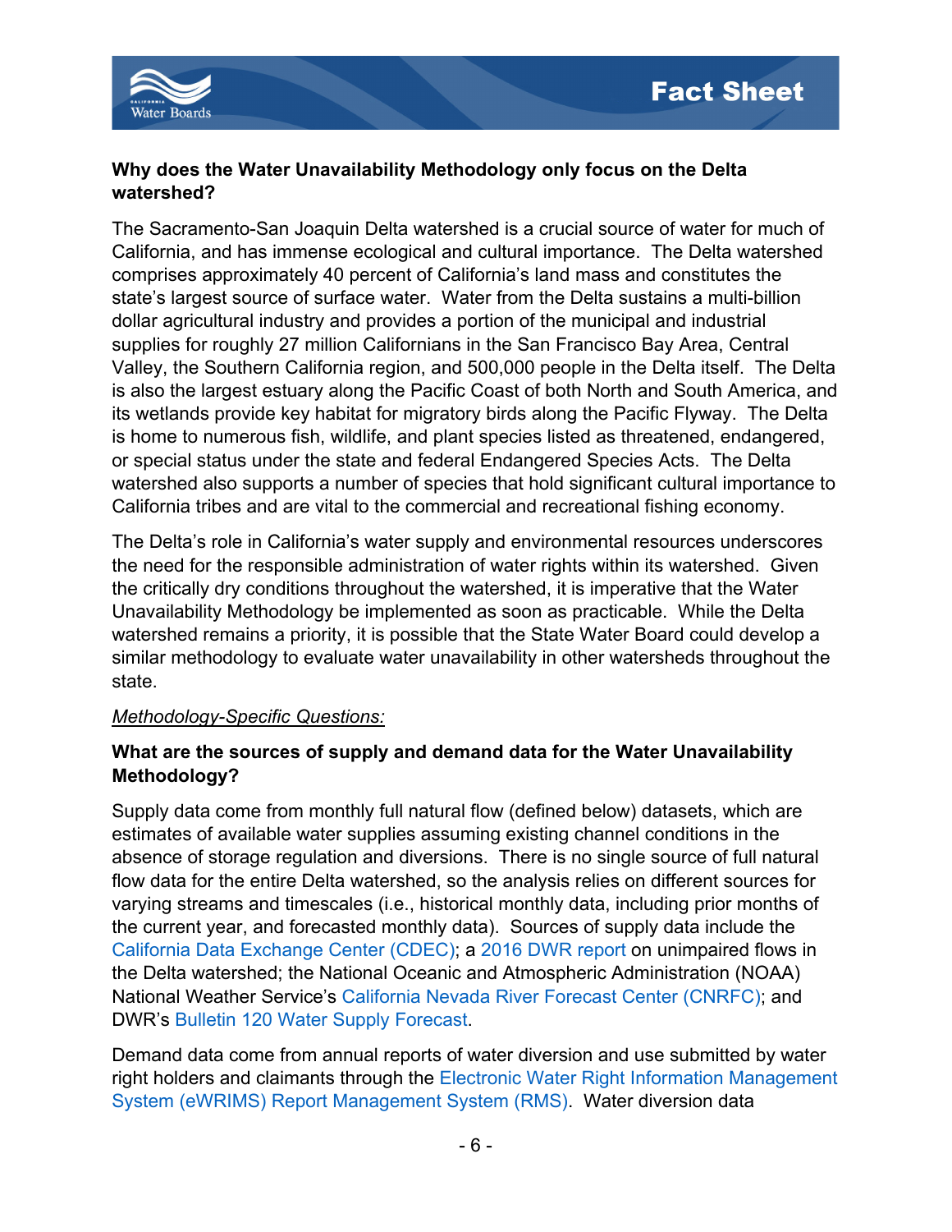**Why does the Water Unavailability Methodology only focus on the Delta watershed?**

The Sacramento-San Joaquin Delta watershed is a crucial source of water for much of California, and has immense ecological and cultural importance. The Delta watershed comprises approximately 40 percent of California's land mass and constitutes the state's largest source of surface water. Water from the Delta sustains a multi-billion dollar agricultural industry and provides a portion of the municipal and industrial supplies for roughly 27 million Californians in the San Francisco Bay Area, Central Valley, the Southern California region, and 500,000 people in the Delta itself. The Delta is also the largest estuary along the Pacific Coast of both North and South America, and its wetlands provide key habitat for migratory birds along the Pacific Flyway. The Delta is home to numerous fish, wildlife, and plant species listed as threatened, endangered, or special status under the state and federal Endangered Species Acts. The Delta watershed also supports a number of species that hold significant cultural importance to California tribes and are vital to the commercial and recreational fishing economy.

The Delta's role in California's water supply and environmental resources underscores the need for the responsible administration of water rights within its watershed. Given the critically dry conditions throughout the watershed, it is imperative that the Water Unavailability Methodology be implemented as soon as practicable. While the Delta watershed remains a priority, it is possible that the State Water Board could develop a similar methodology to evaluate water unavailability in other watersheds throughout the state.

*Methodology-Specific Questions:*

**What are the sources of supply and demand data for the Water Unavailability Methodology?**

Supply data come from monthly full natural flow (defined below) datasets, which are estimates of available water supplies assuming existing channel conditions in the absence of storage regulation and diversions. There is no single source of full natural flow data for the entire Delta watershed, so the analysis relies on different sources for varying streams and timescales (i.e., historical monthly data, including prior months of the current year, and forecasted monthly data). Sources of supply data include the California Data Exchange Center (CDEC); a 2016 DWR report on unimpaired flows in the Delta watershed; the National Oceanic and Atmospheric Administration (NOAA) National Weather Service's California Nevada River Forecast Center (CNRFC); and DWR's Bulletin 120 Water Supply Forecast.

Demand data come from annual reports of water diversion and use submitted by water right holders and claimants through the Electronic Water Right Information Management System (eWRIMS) Report Management System (RMS). Water diversion data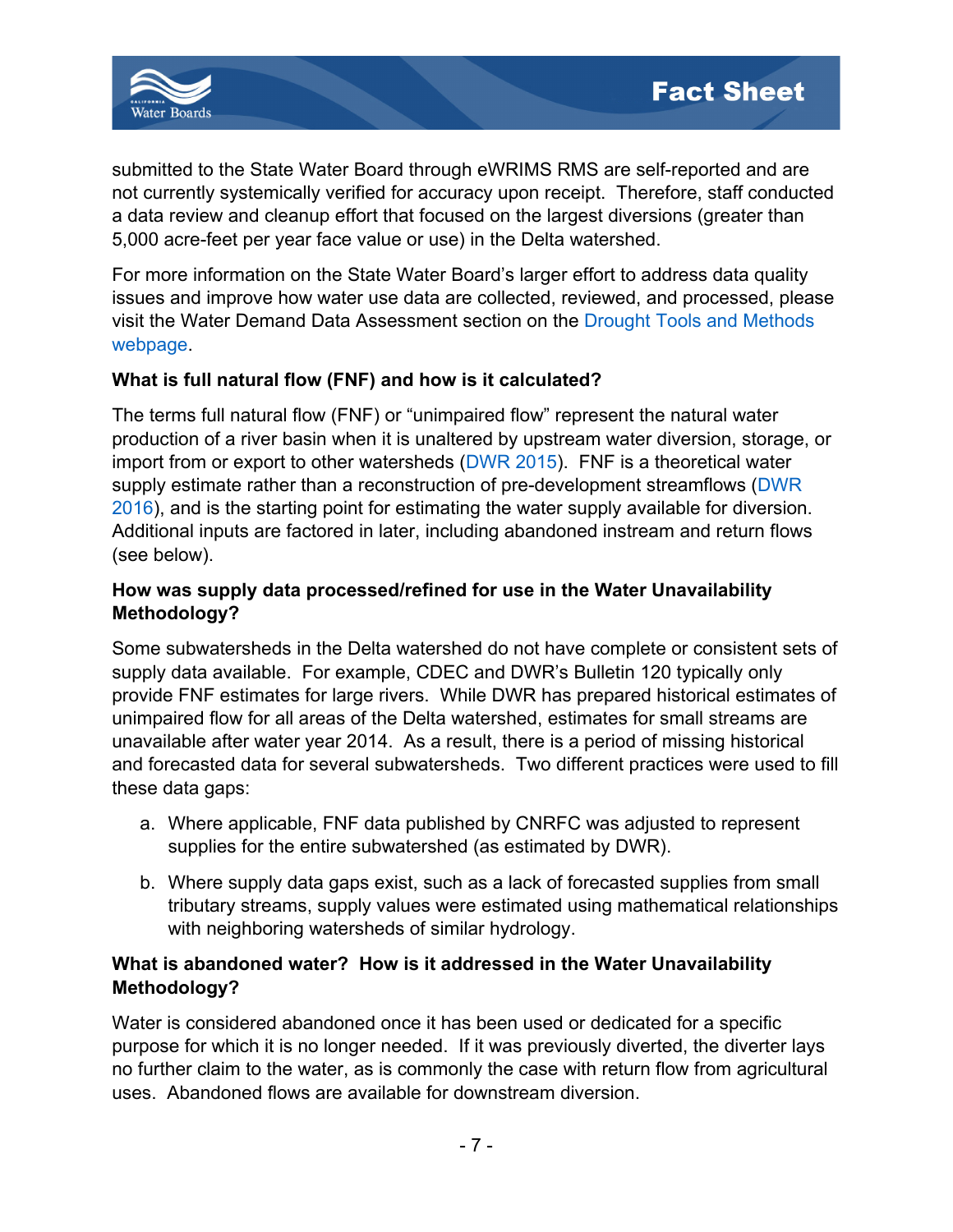submitted to the State Water Board through eWRIMS RMS are self-reported and are not currently systemically verified for accuracy upon receipt. Therefore, staff conducted a data review and cleanup effort that focused on the largest diversions (greater than 5,000 acre-feet per year face value or use) in the Delta watershed.

For more information on the State Water Board's larger effort to address data quality issues and improve how water use data are collected, reviewed, and processed, please visit the Water Demand Data Assessment section on the Drought Tools and Methods webpage.

**What is full natural flow (FNF) and how is it calculated?**

The terms full natural flow (FNF) or "unimpaired flow" represent the natural water production of a river basin when it is unaltered by upstream water diversion, storage, or import from or export to other watersheds (DWR 2015). FNF is a theoretical water supply estimate rather than a reconstruction of pre-development streamflows (DWR 2016), and is the starting point for estimating the water supply available for diversion. Additional inputs are factored in later, including abandoned instream and return flows (see below).

**How was supply data processed/refined for use in the Water Unavailability Methodology?**

Some subwatersheds in the Delta watershed do not have complete or consistent sets of supply data available. For example, CDEC and DWR's Bulletin 120 typically only provide FNF estimates for large rivers. While DWR has prepared historical estimates of unimpaired flow for all areas of the Delta watershed, estimates for small streams are unavailable after water year 2014. As a result, there is a period of missing historical and forecasted data for several subwatersheds. Two different practices were used to fill these data gaps:

a. Where applicable, FNF data published by CNRFC was adjusted to represent supplies for the entire subwatershed (as estimated by DWR).

b. Where supply data gaps exist, such as a lack of forecasted supplies from small tributary streams, supply values were estimated using mathematical relationships with neighboring watersheds of similar hydrology.

**What is abandoned water? How is it addressed in the Water Unavailability Methodology?**

Water is considered abandoned once it has been used or dedicated for a specific purpose for which it is no longer needed. If it was previously diverted, the diverter lays no further claim to the water, as is commonly the case with return flow from agricultural uses. Abandoned flows are available for downstream diversion.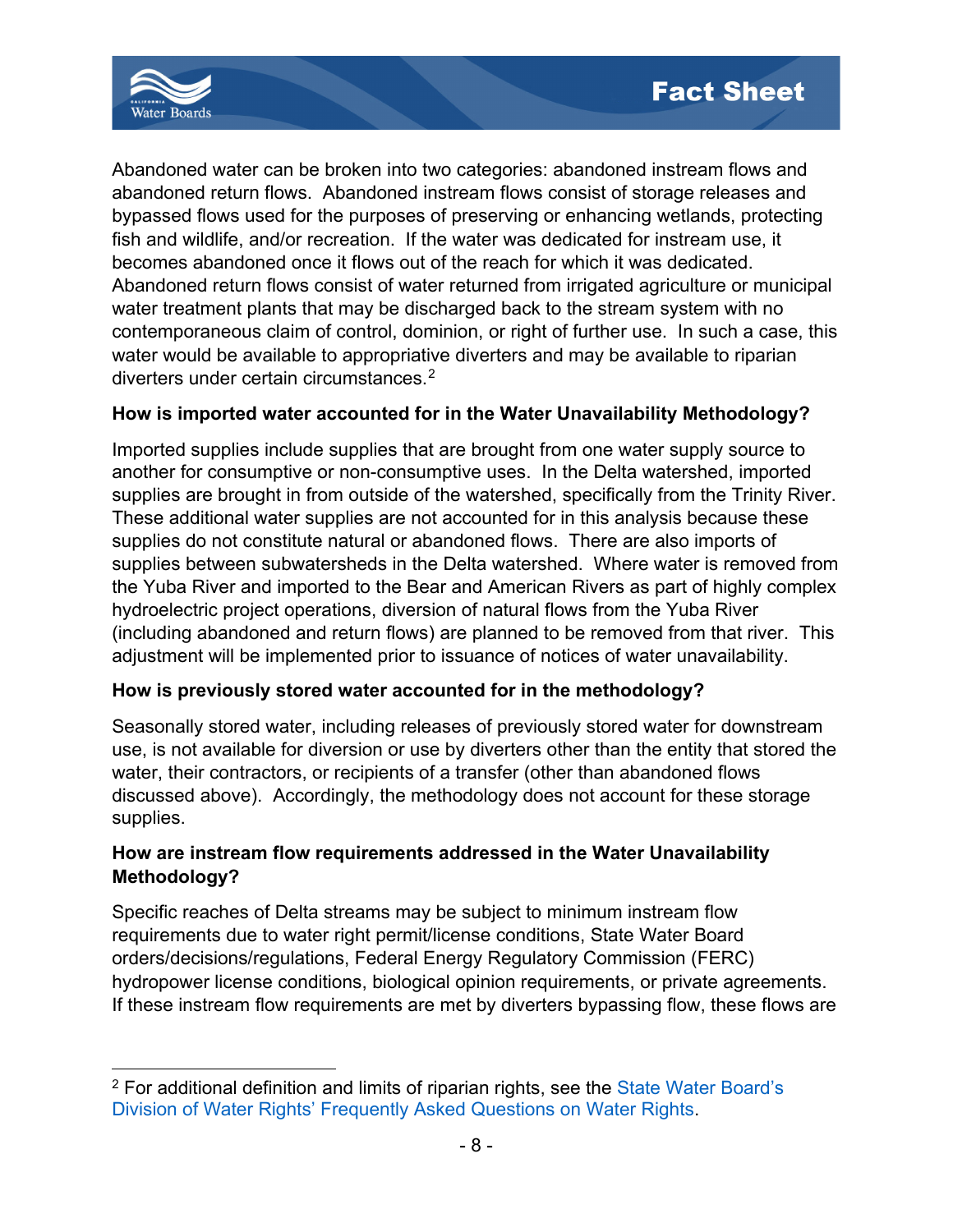Abandoned water can be broken into two categories: abandoned instream flows and abandoned return flows. Abandoned instream flows consist of storage releases and bypassed flows used for the purposes of preserving or enhancing wetlands, protecting fish and wildlife, and/or recreation. If the water was dedicated for instream use, it becomes abandoned once it flows out of the reach for which it was dedicated. Abandoned return flows consist of water returned from irrigated agriculture or municipal water treatment plants that may be discharged back to the stream system with no contemporaneous claim of control, dominion, or right of further use. In such a case, this water would be available to appropriative diverters and may be available to riparian diverters under certain circumstances.[2]

**How is imported water accounted for in the Water Unavailability Methodology?**

Imported supplies include supplies that are brought from one water supply source to another for consumptive or non-consumptive uses. In the Delta watershed, imported supplies are brought in from outside of the watershed, specifically from the Trinity River. These additional water supplies are not accounted for in this analysis because these supplies do not constitute natural or abandoned flows. There are also imports of supplies between subwatersheds in the Delta watershed. Where water is removed from the Yuba River and imported to the Bear and American Rivers as part of highly complex hydroelectric project operations, diversion of natural flows from the Yuba River (including abandoned and return flows) are planned to be removed from that river. This adjustment will be implemented prior to issuance of notices of water unavailability.

**How is previously stored water accounted for in the methodology?**

Seasonally stored water, including releases of previously stored water for downstream use, is not available for diversion or use by diverters other than the entity that stored the water, their contractors, or recipients of a transfer (other than abandoned flows discussed above). Accordingly, the methodology does not account for these storage supplies.

**How are instream flow requirements addressed in the Water Unavailability Methodology?**

Specific reaches of Delta streams may be subject to minimum instream flow requirements due to water right permit/license conditions, State Water Board orders/decisions/regulations, Federal Energy Regulatory Commission (FERC) hydropower license conditions, biological opinion requirements, or private agreements. If these instream flow requirements are met by diverters bypassing flow, these flows are

---

[2] For additional definition and limits of riparian rights, see the State Water Board's Division of Water Rights' Frequently Asked Questions on Water Rights.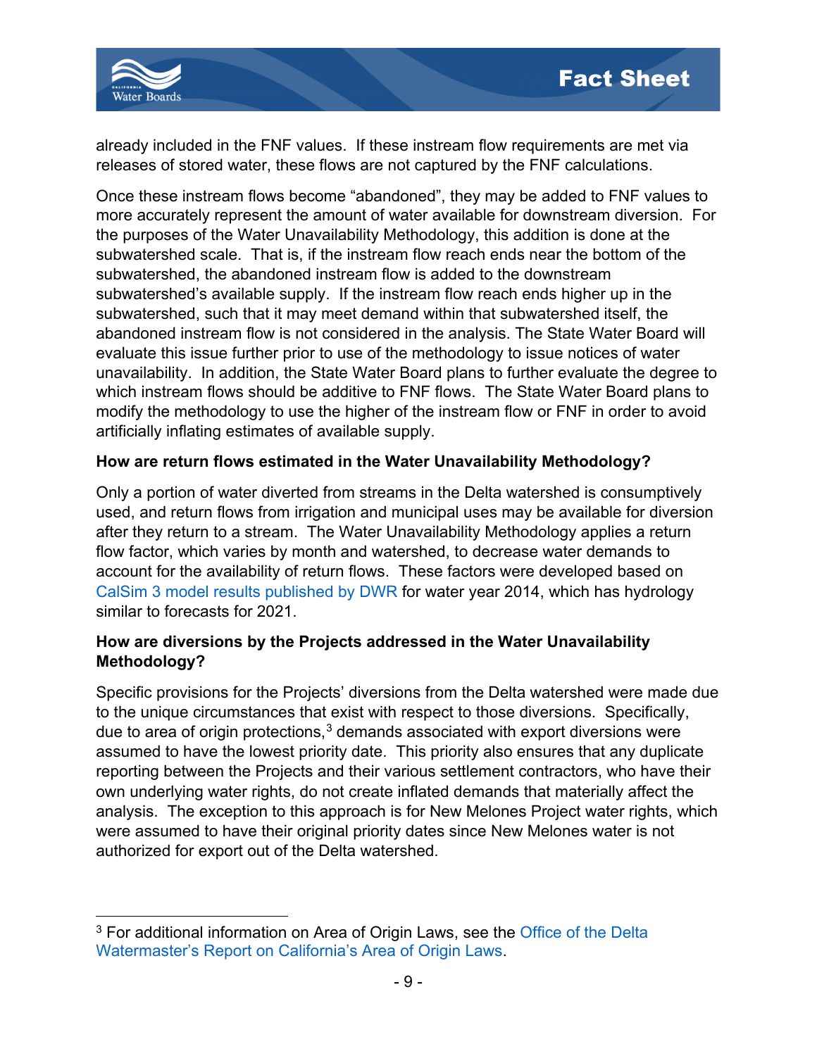already included in the FNF values. If these instream flow requirements are met via releases of stored water, these flows are not captured by the FNF calculations.

Once these instream flows become "abandoned", they may be added to FNF values to more accurately represent the amount of water available for downstream diversion. For the purposes of the Water Unavailability Methodology, this addition is done at the subwatershed scale. That is, if the instream flow reach ends near the bottom of the subwatershed, the abandoned instream flow is added to the downstream subwatershed's available supply. If the instream flow reach ends higher up in the subwatershed, such that it may meet demand within that subwatershed itself, the abandoned instream flow is not considered in the analysis. The State Water Board will evaluate this issue further prior to use of the methodology to issue notices of water unavailability. In addition, the State Water Board plans to further evaluate the degree to which instream flows should be additive to FNF flows. The State Water Board plans to modify the methodology to use the higher of the instream flow or FNF in order to avoid artificially inflating estimates of available supply.

**How are return flows estimated in the Water Unavailability Methodology?**

Only a portion of water diverted from streams in the Delta watershed is consumptively used, and return flows from irrigation and municipal uses may be available for diversion after they return to a stream. The Water Unavailability Methodology applies a return flow factor, which varies by month and watershed, to decrease water demands to account for the availability of return flows. These factors were developed based on CalSim 3 model results published by DWR for water year 2014, which has hydrology similar to forecasts for 2021.

**How are diversions by the Projects addressed in the Water Unavailability Methodology?**

Specific provisions for the Projects' diversions from the Delta watershed were made due to the unique circumstances that exist with respect to those diversions. Specifically, due to area of origin protections,[3] demands associated with export diversions were assumed to have the lowest priority date. This priority also ensures that any duplicate reporting between the Projects and their various settlement contractors, who have their own underlying water rights, do not create inflated demands that materially affect the analysis. The exception to this approach is for New Melones Project water rights, which were assumed to have their original priority dates since New Melones water is not authorized for export out of the Delta watershed.

---

[3] For additional information on Area of Origin Laws, see the Office of the Delta Watermaster's Report on California's Area of Origin Laws.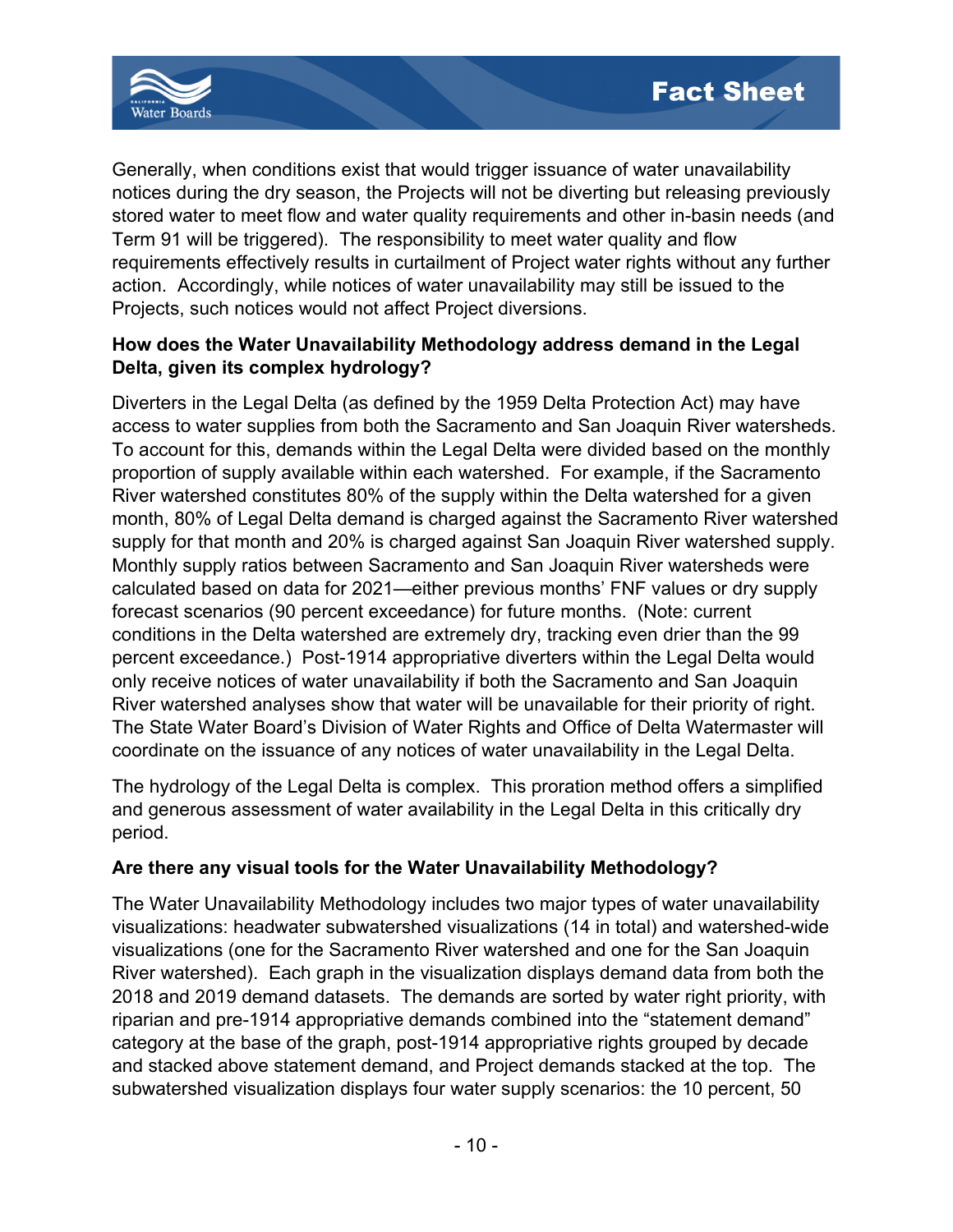Generally, when conditions exist that would trigger issuance of water unavailability notices during the dry season, the Projects will not be diverting but releasing previously stored water to meet flow and water quality requirements and other in-basin needs (and Term 91 will be triggered). The responsibility to meet water quality and flow requirements effectively results in curtailment of Project water rights without any further action. Accordingly, while notices of water unavailability may still be issued to the Projects, such notices would not affect Project diversions.

**How does the Water Unavailability Methodology address demand in the Legal Delta, given its complex hydrology?**

Diverters in the Legal Delta (as defined by the 1959 Delta Protection Act) may have access to water supplies from both the Sacramento and San Joaquin River watersheds. To account for this, demands within the Legal Delta were divided based on the monthly proportion of supply available within each watershed. For example, if the Sacramento River watershed constitutes 80% of the supply within the Delta watershed for a given month, 80% of Legal Delta demand is charged against the Sacramento River watershed supply for that month and 20% is charged against San Joaquin River watershed supply. Monthly supply ratios between Sacramento and San Joaquin River watersheds were calculated based on data for 2021—either previous months' FNF values or dry supply forecast scenarios (90 percent exceedance) for future months. (Note: current conditions in the Delta watershed are extremely dry, tracking even drier than the 99 percent exceedance.) Post-1914 appropriative diverters within the Legal Delta would only receive notices of water unavailability if both the Sacramento and San Joaquin River watershed analyses show that water will be unavailable for their priority of right. The State Water Board's Division of Water Rights and Office of Delta Watermaster will coordinate on the issuance of any notices of water unavailability in the Legal Delta.

The hydrology of the Legal Delta is complex. This proration method offers a simplified and generous assessment of water availability in the Legal Delta in this critically dry period.

**Are there any visual tools for the Water Unavailability Methodology?**

The Water Unavailability Methodology includes two major types of water unavailability visualizations: headwater subwatershed visualizations (14 in total) and watershed-wide visualizations (one for the Sacramento River watershed and one for the San Joaquin River watershed). Each graph in the visualization displays demand data from both the 2018 and 2019 demand datasets. The demands are sorted by water right priority, with riparian and pre-1914 appropriative demands combined into the "statement demand" category at the base of the graph, post-1914 appropriative rights grouped by decade and stacked above statement demand, and Project demands stacked at the top. The subwatershed visualization displays four water supply scenarios: the 10 percent, 50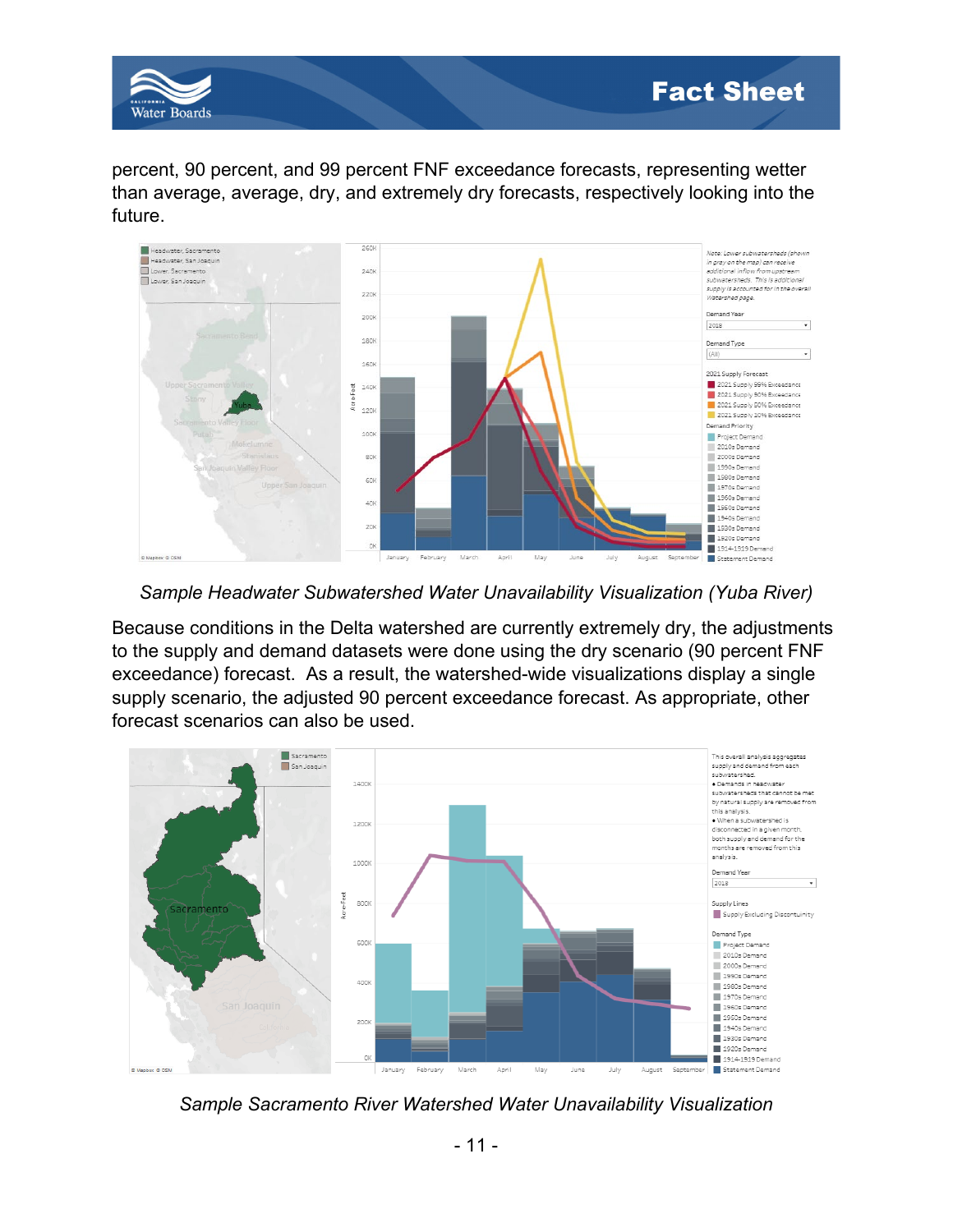percent, 90 percent, and 99 percent FNF exceedance forecasts, representing wetter than average, average, dry, and extremely dry forecasts, respectively looking into the future.

*Sample Headwater Subwatershed Water Unavailability Visualization (Yuba River)*

Because conditions in the Delta watershed are currently extremely dry, the adjustments to the supply and demand datasets were done using the dry scenario (90 percent FNF exceedance) forecast. As a result, the watershed-wide visualizations display a single supply scenario, the adjusted 90 percent exceedance forecast. As appropriate, other forecast scenarios can also be used.

*Sample Sacramento River Watershed Water Unavailability Visualization*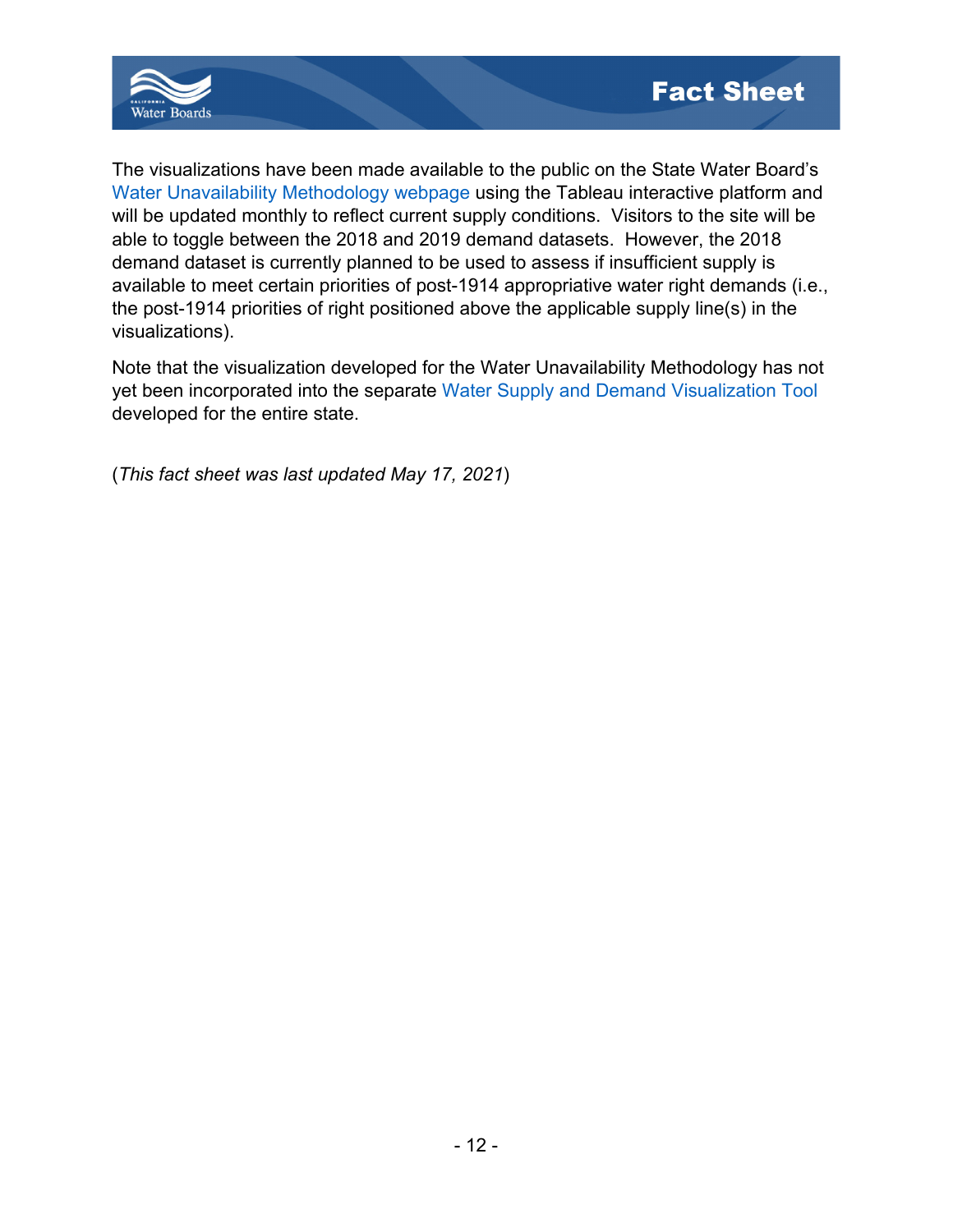The visualizations have been made available to the public on the State Water Board's Water Unavailability Methodology webpage using the Tableau interactive platform and will be updated monthly to reflect current supply conditions. Visitors to the site will be able to toggle between the 2018 and 2019 demand datasets. However, the 2018 demand dataset is currently planned to be used to assess if insufficient supply is available to meet certain priorities of post-1914 appropriative water right demands (i.e., the post-1914 priorities of right positioned above the applicable supply line(s) in the visualizations).

Note that the visualization developed for the Water Unavailability Methodology has not yet been incorporated into the separate Water Supply and Demand Visualization Tool developed for the entire state.

(*This fact sheet was last updated May 17, 2021*)